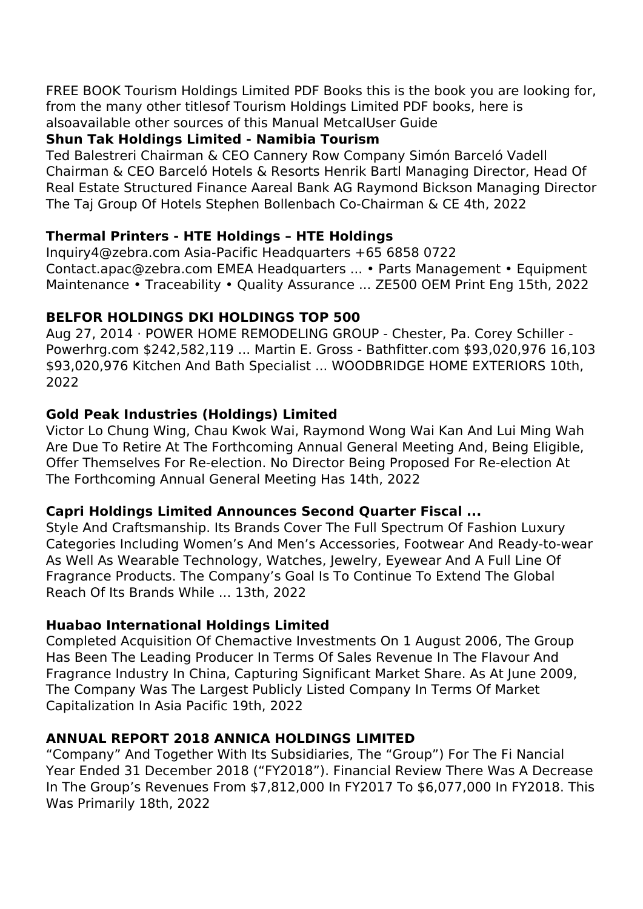FREE BOOK Tourism Holdings Limited PDF Books this is the book you are looking for, from the many other titlesof Tourism Holdings Limited PDF books, here is alsoavailable other sources of this Manual MetcalUser Guide

### Shun Tak Holdings Limited - Namibia Tourism

Ted Balestreri Chairman & CEO Cannery Row Company Simón Barceló Vadell Chairman & CEO Barceló Hotels & Resorts Henrik Bartl Managing Director, Head Of Real Estate Structured Finance Aareal Bank AG Raymond Bickson Managing Director The Taj Group Of Hotels Stephen Bollenbach Co-Chairman & CE 4th, 2022

### Thermal Printers - HTE Holdings – HTE Holdings

Inquiry4@zebra.com Asia-Pacific Headquarters +65 6858 0722 Contact.apac@zebra.com EMEA Headquarters ... • Parts Management • Equipment Maintenance • Traceability • Quality Assurance ... ZE500 OEM Print Eng 15th, 2022

### BELFOR HOLDINGS DKI HOLDINGS TOP 500

Aug 27, 2014 · POWER HOME REMODELING GROUP - Chester, Pa. Corey Schiller - Powerhrg.com $242,582,119 ... Martin E. Gross - Bathfitter.com $93,020,976 16,103 $93,020,976 Kitchen And Bath Specialist ... WOODBRIDGE HOME EXTERIORS 10th, 2022

### Gold Peak Industries (Holdings) Limited

Victor Lo Chung Wing, Chau Kwok Wai, Raymond Wong Wai Kan And Lui Ming Wah Are Due To Retire At The Forthcoming Annual General Meeting And, Being Eligible, Offer Themselves For Re-election. No Director Being Proposed For Re-election At The Forthcoming Annual General Meeting Has 14th, 2022

### Capri Holdings Limited Announces Second Quarter Fiscal ...

Style And Craftsmanship. Its Brands Cover The Full Spectrum Of Fashion Luxury Categories Including Women's And Men's Accessories, Footwear And Ready-to-wear As Well As Wearable Technology, Watches, Jewelry, Eyewear And A Full Line Of Fragrance Products. The Company's Goal Is To Continue To Extend The Global Reach Of Its Brands While ... 13th, 2022

### Huabao International Holdings Limited

Completed Acquisition Of Chemactive Investments On 1 August 2006, The Group Has Been The Leading Producer In Terms Of Sales Revenue In The Flavour And Fragrance Industry In China, Capturing Significant Market Share. As At June 2009, The Company Was The Largest Publicly Listed Company In Terms Of Market Capitalization In Asia Pacific 19th, 2022

### ANNUAL REPORT 2018 ANNICA HOLDINGS LIMITED

"Company" And Together With Its Subsidiaries, The "Group") For The Fi Nancial Year Ended 31 December 2018 ("FY2018"). Financial Review There Was A Decrease In The Group's Revenues From $7,812,000 In FY2017 To $6,077,000 In FY2018. This Was Primarily 18th, 2022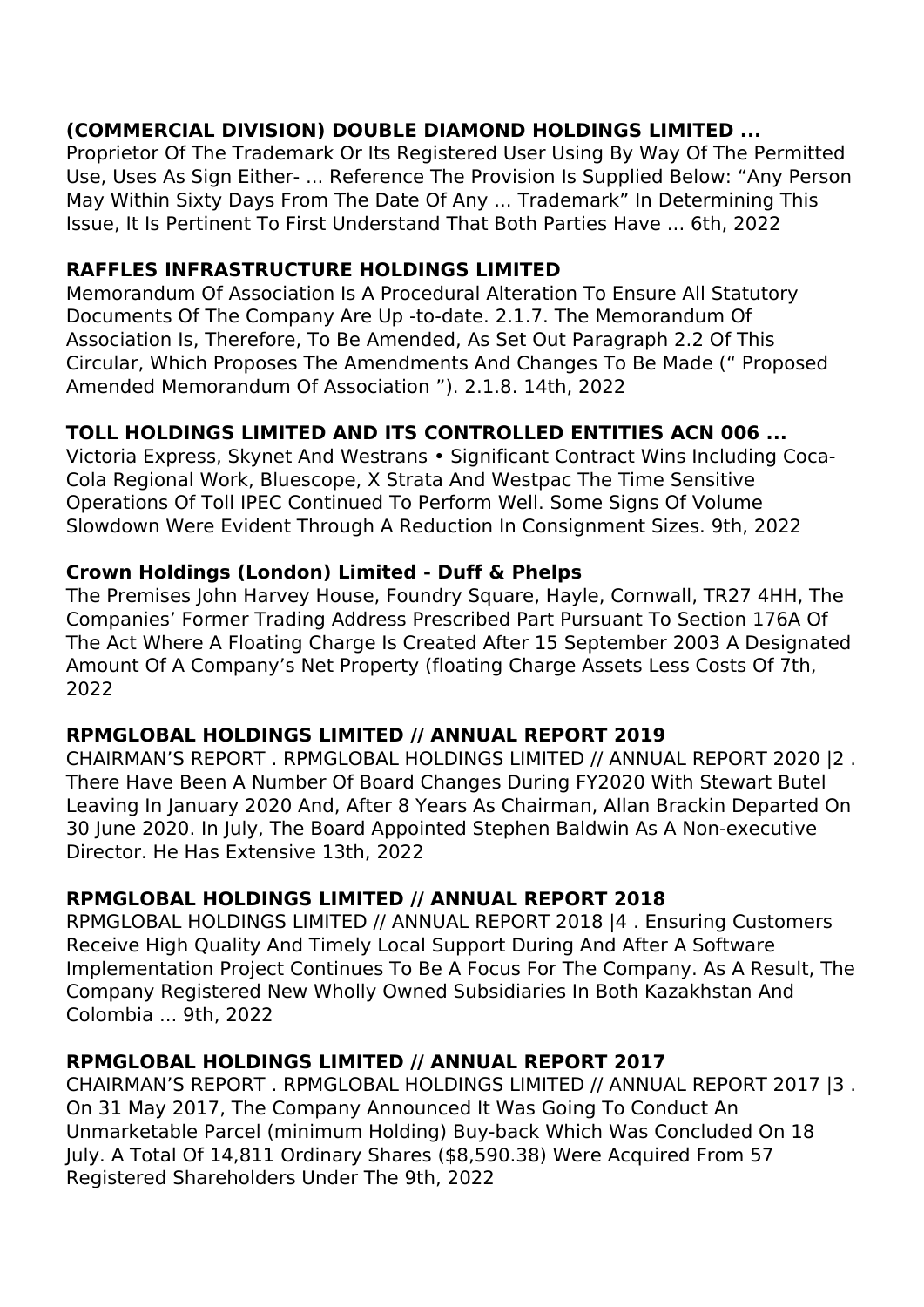**(COMMERCIAL DIVISION) DOUBLE DIAMOND HOLDINGS LIMITED ...**

Proprietor Of The Trademark Or Its Registered User Using By Way Of The Permitted Use, Uses As Sign Either- ... Reference The Provision Is Supplied Below: "Any Person May Within Sixty Days From The Date Of Any ... Trademark" In Determining This Issue, It Is Pertinent To First Understand That Both Parties Have ... 6th, 2022

**RAFFLES INFRASTRUCTURE HOLDINGS LIMITED**

Memorandum Of Association Is A Procedural Alteration To Ensure All Statutory Documents Of The Company Are Up -to-date. 2.1.7. The Memorandum Of Association Is, Therefore, To Be Amended, As Set Out Paragraph 2.2 Of This Circular, Which Proposes The Amendments And Changes To Be Made (" Proposed Amended Memorandum Of Association "). 2.1.8. 14th, 2022

**TOLL HOLDINGS LIMITED AND ITS CONTROLLED ENTITIES ACN 006 ...**

Victoria Express, Skynet And Westrans • Significant Contract Wins Including Coca-Cola Regional Work, Bluescope, X Strata And Westpac The Time Sensitive Operations Of Toll IPEC Continued To Perform Well. Some Signs Of Volume Slowdown Were Evident Through A Reduction In Consignment Sizes. 9th, 2022

**Crown Holdings (London) Limited - Duff & Phelps**

The Premises John Harvey House, Foundry Square, Hayle, Cornwall, TR27 4HH, The Companies' Former Trading Address Prescribed Part Pursuant To Section 176A Of The Act Where A Floating Charge Is Created After 15 September 2003 A Designated Amount Of A Company's Net Property (floating Charge Assets Less Costs Of 7th, 2022

**RPMGLOBAL HOLDINGS LIMITED // ANNUAL REPORT 2019**

CHAIRMAN'S REPORT . RPMGLOBAL HOLDINGS LIMITED // ANNUAL REPORT 2020 |2 . There Have Been A Number Of Board Changes During FY2020 With Stewart Butel Leaving In January 2020 And, After 8 Years As Chairman, Allan Brackin Departed On 30 June 2020. In July, The Board Appointed Stephen Baldwin As A Non-executive Director. He Has Extensive 13th, 2022

**RPMGLOBAL HOLDINGS LIMITED // ANNUAL REPORT 2018**

RPMGLOBAL HOLDINGS LIMITED // ANNUAL REPORT 2018 |4 . Ensuring Customers Receive High Quality And Timely Local Support During And After A Software Implementation Project Continues To Be A Focus For The Company. As A Result, The Company Registered New Wholly Owned Subsidiaries In Both Kazakhstan And Colombia ... 9th, 2022

**RPMGLOBAL HOLDINGS LIMITED // ANNUAL REPORT 2017**

CHAIRMAN'S REPORT . RPMGLOBAL HOLDINGS LIMITED // ANNUAL REPORT 2017 |3 . On 31 May 2017, The Company Announced It Was Going To Conduct An Unmarketable Parcel (minimum Holding) Buy-back Which Was Concluded On 18 July. A Total Of 14,811 Ordinary Shares ($8,590.38) Were Acquired From 57 Registered Shareholders Under The 9th, 2022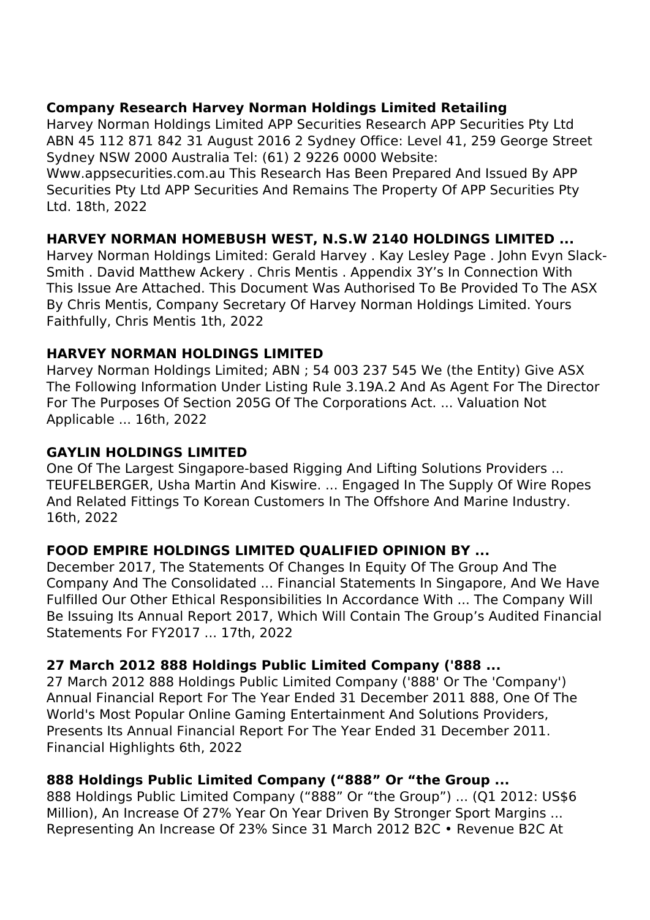**Company Research Harvey Norman Holdings Limited Retailing**

Harvey Norman Holdings Limited APP Securities Research APP Securities Pty Ltd ABN 45 112 871 842 31 August 2016 2 Sydney Office: Level 41, 259 George Street Sydney NSW 2000 Australia Tel: (61) 2 9226 0000 Website: Www.appsecurities.com.au This Research Has Been Prepared And Issued By APP Securities Pty Ltd APP Securities And Remains The Property Of APP Securities Pty Ltd. 18th, 2022

**HARVEY NORMAN HOMEBUSH WEST, N.S.W 2140 HOLDINGS LIMITED ...**

Harvey Norman Holdings Limited: Gerald Harvey . Kay Lesley Page . John Evyn Slack-Smith . David Matthew Ackery . Chris Mentis . Appendix 3Y's In Connection With This Issue Are Attached. This Document Was Authorised To Be Provided To The ASX By Chris Mentis, Company Secretary Of Harvey Norman Holdings Limited. Yours Faithfully, Chris Mentis 1th, 2022

**HARVEY NORMAN HOLDINGS LIMITED**

Harvey Norman Holdings Limited; ABN ; 54 003 237 545 We (the Entity) Give ASX The Following Information Under Listing Rule 3.19A.2 And As Agent For The Director For The Purposes Of Section 205G Of The Corporations Act. ... Valuation Not Applicable ... 16th, 2022

**GAYLIN HOLDINGS LIMITED**

One Of The Largest Singapore-based Rigging And Lifting Solutions Providers ... TEUFELBERGER, Usha Martin And Kiswire. ... Engaged In The Supply Of Wire Ropes And Related Fittings To Korean Customers In The Offshore And Marine Industry. 16th, 2022

**FOOD EMPIRE HOLDINGS LIMITED QUALIFIED OPINION BY ...**

December 2017, The Statements Of Changes In Equity Of The Group And The Company And The Consolidated ... Financial Statements In Singapore, And We Have Fulfilled Our Other Ethical Responsibilities In Accordance With ... The Company Will Be Issuing Its Annual Report 2017, Which Will Contain The Group's Audited Financial Statements For FY2017 ... 17th, 2022

**27 March 2012 888 Holdings Public Limited Company ('888 ...**

27 March 2012 888 Holdings Public Limited Company ('888' Or The 'Company') Annual Financial Report For The Year Ended 31 December 2011 888, One Of The World's Most Popular Online Gaming Entertainment And Solutions Providers, Presents Its Annual Financial Report For The Year Ended 31 December 2011. Financial Highlights 6th, 2022

**888 Holdings Public Limited Company ("888" Or "the Group ...**

888 Holdings Public Limited Company ("888" Or "the Group") ... (Q1 2012: US$6 Million), An Increase Of 27% Year On Year Driven By Stronger Sport Margins ... Representing An Increase Of 23% Since 31 March 2012 B2C • Revenue B2C At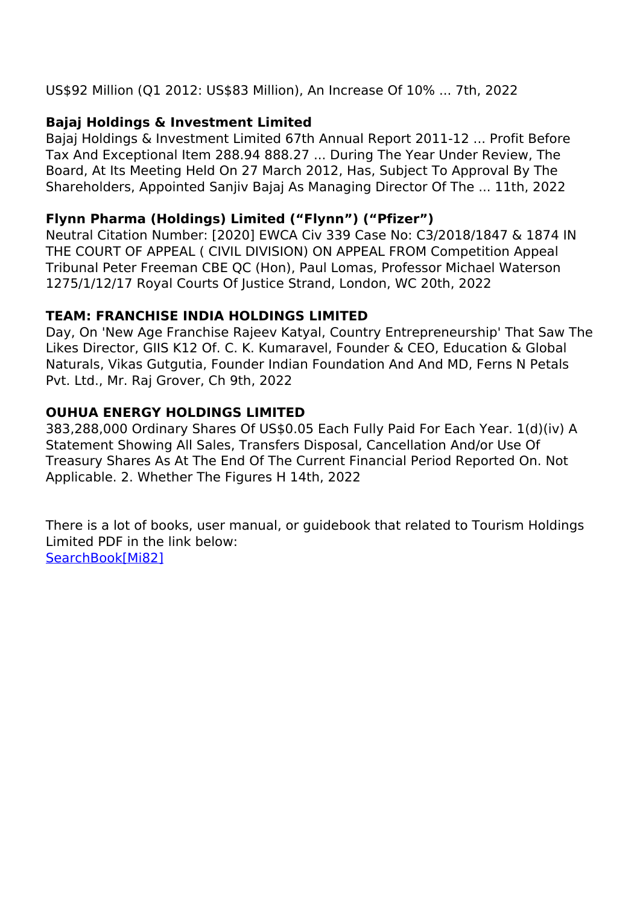US$92 Million (Q1 2012: US$83 Million), An Increase Of 10% ... 7th, 2022

**Bajaj Holdings & Investment Limited**
Bajaj Holdings & Investment Limited 67th Annual Report 2011-12 ... Profit Before Tax And Exceptional Item 288.94 888.27 ... During The Year Under Review, The Board, At Its Meeting Held On 27 March 2012, Has, Subject To Approval By The Shareholders, Appointed Sanjiv Bajaj As Managing Director Of The ... 11th, 2022

**Flynn Pharma (Holdings) Limited ("Flynn") ("Pfizer")**
Neutral Citation Number: [2020] EWCA Civ 339 Case No: C3/2018/1847 & 1874 IN THE COURT OF APPEAL ( CIVIL DIVISION) ON APPEAL FROM Competition Appeal Tribunal Peter Freeman CBE QC (Hon), Paul Lomas, Professor Michael Waterson 1275/1/12/17 Royal Courts Of Justice Strand, London, WC 20th, 2022

**TEAM: FRANCHISE INDIA HOLDINGS LIMITED**
Day, On 'New Age Franchise Rajeev Katyal, Country Entrepreneurship' That Saw The Likes Director, GIIS K12 Of. C. K. Kumaravel, Founder & CEO, Education & Global Naturals, Vikas Gutgutia, Founder Indian Foundation And And MD, Ferns N Petals Pvt. Ltd., Mr. Raj Grover, Ch 9th, 2022

**OUHUA ENERGY HOLDINGS LIMITED**
383,288,000 Ordinary Shares Of US$0.05 Each Fully Paid For Each Year. 1(d)(iv) A Statement Showing All Sales, Transfers Disposal, Cancellation And/or Use Of Treasury Shares As At The End Of The Current Financial Period Reported On. Not Applicable. 2. Whether The Figures H 14th, 2022

There is a lot of books, user manual, or guidebook that related to Tourism Holdings Limited PDF in the link below:
SearchBook[Mi82]